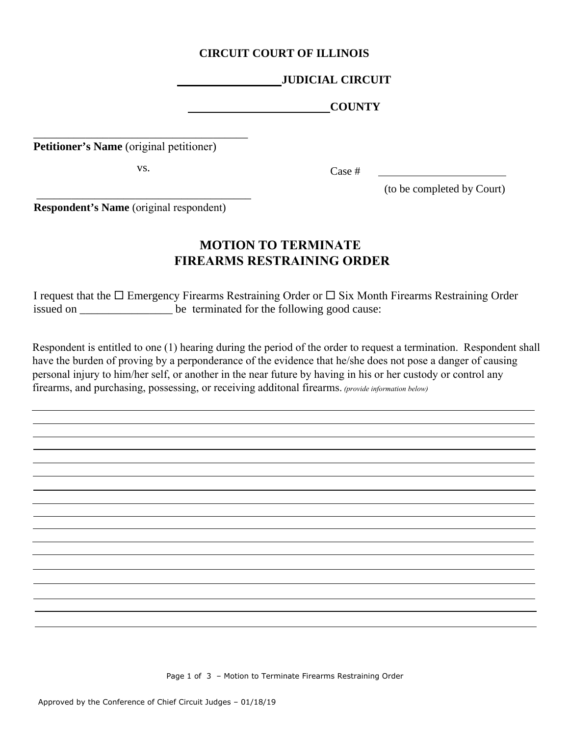**CIRCUIT COURT OF ILLINOIS**

**\_\_\_\_\_\_\_\_\_\_\_\_\_\_\_\_ JUDICIAL CIRCUIT**

**\_\_\_\_\_\_\_\_\_\_\_\_\_\_\_\_\_\_\_\_\_\_ COUNTY**

\_\_\_\_\_\_\_\_\_\_\_\_\_\_\_\_\_\_\_\_\_\_\_\_\_\_\_\_\_\_\_\_\_\_\_\_
**Petitioner's Name** (original petitioner)

vs.

Case # \_\_\_\_\_\_\_\_\_\_\_\_\_\_\_\_\_\_\_\_\_\_
(to be completed by Court)

\_\_\_\_\_\_\_\_\_\_\_\_\_\_\_\_\_\_\_\_\_\_\_\_\_\_\_\_\_\_\_\_\_\_\_\_
**Respondent's Name** (original respondent)

## MOTION TO TERMINATE FIREARMS RESTRAINING ORDER

I request that the ☐ Emergency Firearms Restraining Order or ☐ Six Month Firearms Restraining Order issued on \_\_\_\_\_\_\_\_\_\_\_\_\_\_\_\_ be terminated for the following good cause:

Respondent is entitled to one (1) hearing during the period of the order to request a termination. Respondent shall have the burden of proving by a perponderance of the evidence that he/she does not pose a danger of causing personal injury to him/her self, or another in the near future by having in his or her custody or control any firearms, and purchasing, possessing, or receiving additonal firearms. *(provide information below)*

\_\_\_\_\_\_\_\_\_\_\_\_\_\_\_\_\_\_\_\_\_\_\_\_\_\_\_\_\_\_\_\_\_\_\_\_\_\_\_\_\_\_\_\_\_\_\_\_\_\_\_\_\_\_\_\_\_\_\_\_\_\_\_\_\_\_\_\_\_\_\_\_\_\_\_\_\_\_

\_\_\_\_\_\_\_\_\_\_\_\_\_\_\_\_\_\_\_\_\_\_\_\_\_\_\_\_\_\_\_\_\_\_\_\_\_\_\_\_\_\_\_\_\_\_\_\_\_\_\_\_\_\_\_\_\_\_\_\_\_\_\_\_\_\_\_\_\_\_\_\_\_\_\_\_\_\_

\_\_\_\_\_\_\_\_\_\_\_\_\_\_\_\_\_\_\_\_\_\_\_\_\_\_\_\_\_\_\_\_\_\_\_\_\_\_\_\_\_\_\_\_\_\_\_\_\_\_\_\_\_\_\_\_\_\_\_\_\_\_\_\_\_\_\_\_\_\_\_\_\_\_\_\_\_\_

\_\_\_\_\_\_\_\_\_\_\_\_\_\_\_\_\_\_\_\_\_\_\_\_\_\_\_\_\_\_\_\_\_\_\_\_\_\_\_\_\_\_\_\_\_\_\_\_\_\_\_\_\_\_\_\_\_\_\_\_\_\_\_\_\_\_\_\_\_\_\_\_\_\_\_\_\_\_

\_\_\_\_\_\_\_\_\_\_\_\_\_\_\_\_\_\_\_\_\_\_\_\_\_\_\_\_\_\_\_\_\_\_\_\_\_\_\_\_\_\_\_\_\_\_\_\_\_\_\_\_\_\_\_\_\_\_\_\_\_\_\_\_\_\_\_\_\_\_\_\_\_\_\_\_\_\_

\_\_\_\_\_\_\_\_\_\_\_\_\_\_\_\_\_\_\_\_\_\_\_\_\_\_\_\_\_\_\_\_\_\_\_\_\_\_\_\_\_\_\_\_\_\_\_\_\_\_\_\_\_\_\_\_\_\_\_\_\_\_\_\_\_\_\_\_\_\_\_\_\_\_\_\_\_\_

\_\_\_\_\_\_\_\_\_\_\_\_\_\_\_\_\_\_\_\_\_\_\_\_\_\_\_\_\_\_\_\_\_\_\_\_\_\_\_\_\_\_\_\_\_\_\_\_\_\_\_\_\_\_\_\_\_\_\_\_\_\_\_\_\_\_\_\_\_\_\_\_\_\_\_\_\_\_

\_\_\_\_\_\_\_\_\_\_\_\_\_\_\_\_\_\_\_\_\_\_\_\_\_\_\_\_\_\_\_\_\_\_\_\_\_\_\_\_\_\_\_\_\_\_\_\_\_\_\_\_\_\_\_\_\_\_\_\_\_\_\_\_\_\_\_\_\_\_\_\_\_\_\_\_\_\_

\_\_\_\_\_\_\_\_\_\_\_\_\_\_\_\_\_\_\_\_\_\_\_\_\_\_\_\_\_\_\_\_\_\_\_\_\_\_\_\_\_\_\_\_\_\_\_\_\_\_\_\_\_\_\_\_\_\_\_\_\_\_\_\_\_\_\_\_\_\_\_\_\_\_\_\_\_\_

\_\_\_\_\_\_\_\_\_\_\_\_\_\_\_\_\_\_\_\_\_\_\_\_\_\_\_\_\_\_\_\_\_\_\_\_\_\_\_\_\_\_\_\_\_\_\_\_\_\_\_\_\_\_\_\_\_\_\_\_\_\_\_\_\_\_\_\_\_\_\_\_\_\_\_\_\_\_

\_\_\_\_\_\_\_\_\_\_\_\_\_\_\_\_\_\_\_\_\_\_\_\_\_\_\_\_\_\_\_\_\_\_\_\_\_\_\_\_\_\_\_\_\_\_\_\_\_\_\_\_\_\_\_\_\_\_\_\_\_\_\_\_\_\_\_\_\_\_\_\_\_\_\_\_\_\_

\_\_\_\_\_\_\_\_\_\_\_\_\_\_\_\_\_\_\_\_\_\_\_\_\_\_\_\_\_\_\_\_\_\_\_\_\_\_\_\_\_\_\_\_\_\_\_\_\_\_\_\_\_\_\_\_\_\_\_\_\_\_\_\_\_\_\_\_\_\_\_\_\_\_\_\_\_\_

\_\_\_\_\_\_\_\_\_\_\_\_\_\_\_\_\_\_\_\_\_\_\_\_\_\_\_\_\_\_\_\_\_\_\_\_\_\_\_\_\_\_\_\_\_\_\_\_\_\_\_\_\_\_\_\_\_\_\_\_\_\_\_\_\_\_\_\_\_\_\_\_\_\_\_\_\_\_

\_\_\_\_\_\_\_\_\_\_\_\_\_\_\_\_\_\_\_\_\_\_\_\_\_\_\_\_\_\_\_\_\_\_\_\_\_\_\_\_\_\_\_\_\_\_\_\_\_\_\_\_\_\_\_\_\_\_\_\_\_\_\_\_\_\_\_\_\_\_\_\_\_\_\_\_\_\_

\_\_\_\_\_\_\_\_\_\_\_\_\_\_\_\_\_\_\_\_\_\_\_\_\_\_\_\_\_\_\_\_\_\_\_\_\_\_\_\_\_\_\_\_\_\_\_\_\_\_\_\_\_\_\_\_\_\_\_\_\_\_\_\_\_\_\_\_\_\_\_\_\_\_\_\_\_\_

\_\_\_\_\_\_\_\_\_\_\_\_\_\_\_\_\_\_\_\_\_\_\_\_\_\_\_\_\_\_\_\_\_\_\_\_\_\_\_\_\_\_\_\_\_\_\_\_\_\_\_\_\_\_\_\_\_\_\_\_\_\_\_\_\_\_\_\_\_\_\_\_\_\_\_\_\_\_

\_\_\_\_\_\_\_\_\_\_\_\_\_\_\_\_\_\_\_\_\_\_\_\_\_\_\_\_\_\_\_\_\_\_\_\_\_\_\_\_\_\_\_\_\_\_\_\_\_\_\_\_\_\_\_\_\_\_\_\_\_\_\_\_\_\_\_\_\_\_\_\_\_\_\_\_\_\_

\_\_\_\_\_\_\_\_\_\_\_\_\_\_\_\_\_\_\_\_\_\_\_\_\_\_\_\_\_\_\_\_\_\_\_\_\_\_\_\_\_\_\_\_\_\_\_\_\_\_\_\_\_\_\_\_\_\_\_\_\_\_\_\_\_\_\_\_\_\_\_\_\_\_\_\_\_\_

Approved by the Conference of Chief Circuit Judges – 01/18/19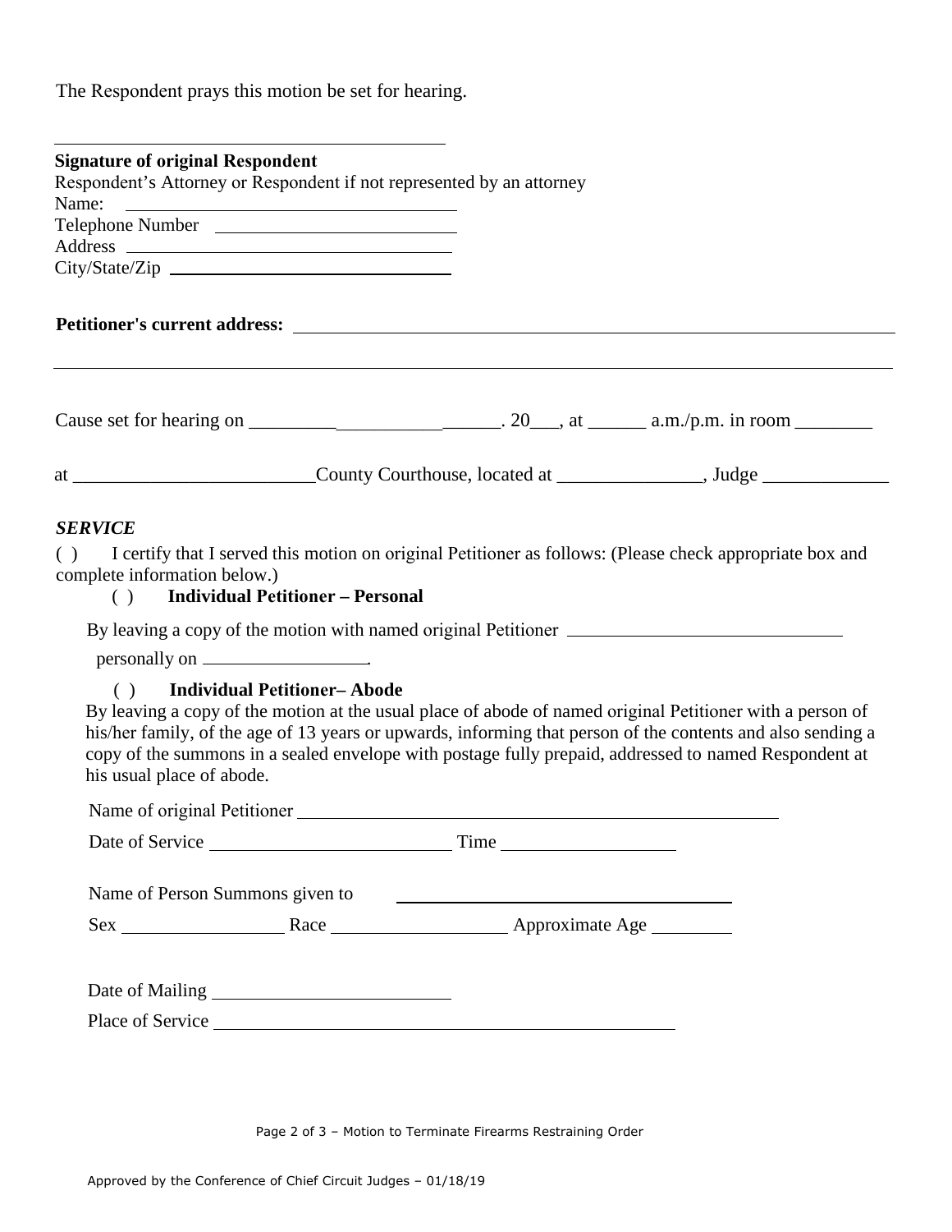The Respondent prays this motion be set for hearing.

\_\_\_\_\_\_\_\_\_\_\_\_\_\_\_\_\_\_\_\_\_\_\_\_\_\_\_\_\_\_\_\_\_\_\_\_\_\_\_\_

**Signature of original Respondent**
Respondent's Attorney or Respondent if not represented by an attorney
Name: \_\_\_\_\_\_\_\_\_\_\_\_\_\_\_\_\_\_\_\_\_\_\_\_\_\_\_\_\_\_\_\_
Telephone Number \_\_\_\_\_\_\_\_\_\_\_\_\_\_\_\_\_\_\_\_\_\_\_\_\_\_\_
Address \_\_\_\_\_\_\_\_\_\_\_\_\_\_\_\_\_\_\_\_\_\_\_\_\_\_\_\_\_\_\_\_
City/State/Zip \_\_\_\_\_\_\_\_\_\_\_\_\_\_\_\_\_\_\_\_\_\_\_\_\_\_\_\_

**Petitioner's current address:** \_\_\_\_\_\_\_\_\_\_\_\_\_\_\_\_\_\_\_\_\_\_\_\_\_\_\_\_\_\_\_\_\_\_\_\_\_\_\_\_\_\_\_\_\_\_\_\_\_\_\_\_

\_\_\_\_\_\_\_\_\_\_\_\_\_\_\_\_\_\_\_\_\_\_\_\_\_\_\_\_\_\_\_\_\_\_\_\_\_\_\_\_\_\_\_\_\_\_\_\_\_\_\_\_\_\_\_\_\_\_\_\_\_\_\_\_\_\_\_\_\_\_\_\_\_\_\_\_\_\_\_\_\_\_

Cause set for hearing on \_\_\_\_\_\_\_\_\_\_\_\_\_\_\_\_\_\_\_\_\_\_\_\_\_\_. 20\_\_\_, at \_\_\_\_\_\_ a.m./p.m. in room \_\_\_\_\_\_\_\_

at \_\_\_\_\_\_\_\_\_\_\_\_\_\_\_\_\_\_\_\_\_\_\_\_\_County Courthouse, located at \_\_\_\_\_\_\_\_\_\_\_\_\_\_\_, Judge \_\_\_\_\_\_\_\_\_\_\_\_\_

***SERVICE***

( ) I certify that I served this motion on original Petitioner as follows: (Please check appropriate box and complete information below.)

( ) **Individual Petitioner – Personal**

By leaving a copy of the motion with named original Petitioner \_\_\_\_\_\_\_\_\_\_\_\_\_\_\_\_\_\_\_\_\_\_\_\_\_\_\_\_\_\_

personally on \_\_\_\_\_\_\_\_\_\_\_\_\_\_\_\_\_\_.

( ) **Individual Petitioner– Abode**

By leaving a copy of the motion at the usual place of abode of named original Petitioner with a person of his/her family, of the age of 13 years or upwards, informing that person of the contents and also sending a copy of the summons in a sealed envelope with postage fully prepaid, addressed to named Respondent at his usual place of abode.

Name of original Petitioner \_\_\_\_\_\_\_\_\_\_\_\_\_\_\_\_\_\_\_\_\_\_\_\_\_\_\_\_\_\_\_\_\_\_\_\_\_\_\_\_\_\_\_\_\_\_\_\_\_\_\_\_\_\_

Date of Service \_\_\_\_\_\_\_\_\_\_\_\_\_\_\_\_\_\_\_\_\_\_\_\_\_\_ Time \_\_\_\_\_\_\_\_\_\_\_\_\_\_\_\_\_\_\_

Name of Person Summons given to \_\_\_\_\_\_\_\_\_\_\_\_\_\_\_\_\_\_\_\_\_\_\_\_\_\_\_\_\_\_\_\_\_\_\_\_\_\_

Sex \_\_\_\_\_\_\_\_\_\_\_\_\_\_\_\_\_\_ Race \_\_\_\_\_\_\_\_\_\_\_\_\_\_\_\_\_\_\_ Approximate Age \_\_\_\_\_\_\_\_\_

Date of Mailing \_\_\_\_\_\_\_\_\_\_\_\_\_\_\_\_\_\_\_\_\_\_\_\_\_\_

Place of Service \_\_\_\_\_\_\_\_\_\_\_\_\_\_\_\_\_\_\_\_\_\_\_\_\_\_\_\_\_\_\_\_\_\_\_\_\_\_\_\_\_\_\_\_\_\_\_\_\_\_

Approved by the Conference of Chief Circuit Judges – 01/18/19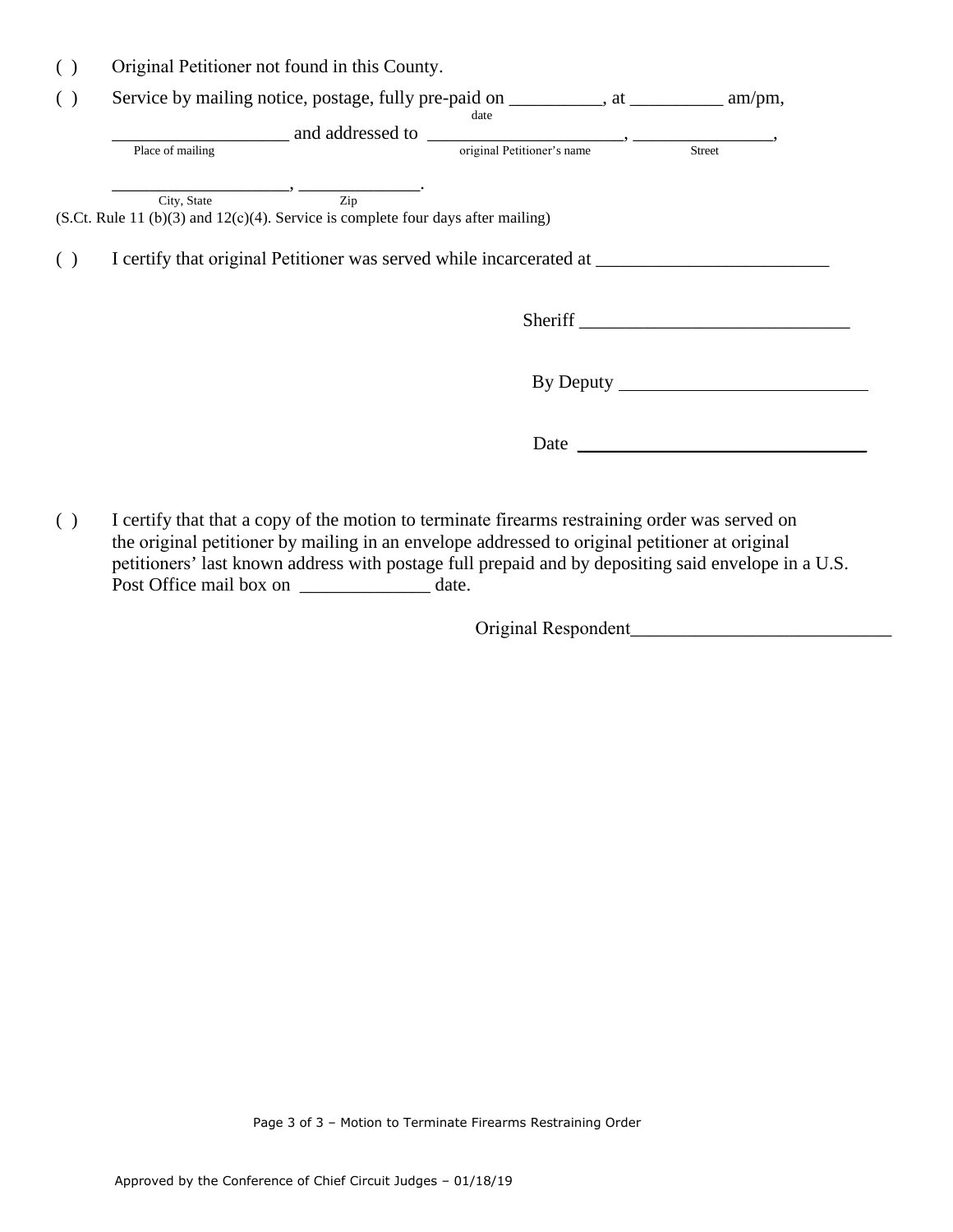( ) Original Petitioner not found in this County.

( ) Service by mailing notice, postage, fully pre-paid on __________ (date), at __________ am/pm,

___________________ (Place of mailing) and addressed to _____________________ (original Petitioner's name), _______________ (Street),

____________________ (City, State), ______________ (Zip).

(S.Ct. Rule 11 (b)(3) and 12(c)(4). Service is complete four days after mailing)

( ) I certify that original Petitioner was served while incarcerated at ________________________

Sheriff ____________________________

By Deputy __________________________

Date ______________________________

( ) I certify that that a copy of the motion to terminate firearms restraining order was served on the original petitioner by mailing in an envelope addressed to original petitioner at original petitioners' last known address with postage full prepaid and by depositing said envelope in a U.S. Post Office mail box on _____________ date.

Original Respondent___________________________

Approved by the Conference of Chief Circuit Judges – 01/18/19